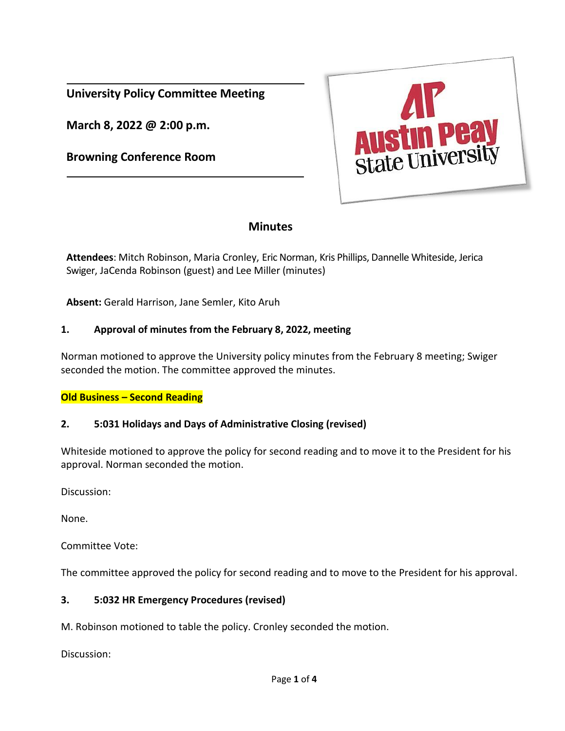**University Policy Committee Meeting**

**March 8, 2022 @ 2:00 p.m.**

**Browning Conference Room**

## Minutes

**Attendees**: Mitch Robinson, Maria Cronley, Eric Norman, Kris Phillips, Dannelle Whiteside, Jerica Swiger, JaCenda Robinson (guest) and Lee Miller (minutes)

**Absent:** Gerald Harrison, Jane Semler, Kito Aruh

### 1. Approval of minutes from the February 8, 2022, meeting

Norman motioned to approve the University policy minutes from the February 8 meeting; Swiger seconded the motion. The committee approved the minutes.

**Old Business – Second Reading**

### 2. 5:031 Holidays and Days of Administrative Closing (revised)

Whiteside motioned to approve the policy for second reading and to move it to the President for his approval. Norman seconded the motion.

Discussion:

None.

Committee Vote:

The committee approved the policy for second reading and to move to the President for his approval.

### 3. 5:032 HR Emergency Procedures (revised)

M. Robinson motioned to table the policy. Cronley seconded the motion.

Discussion: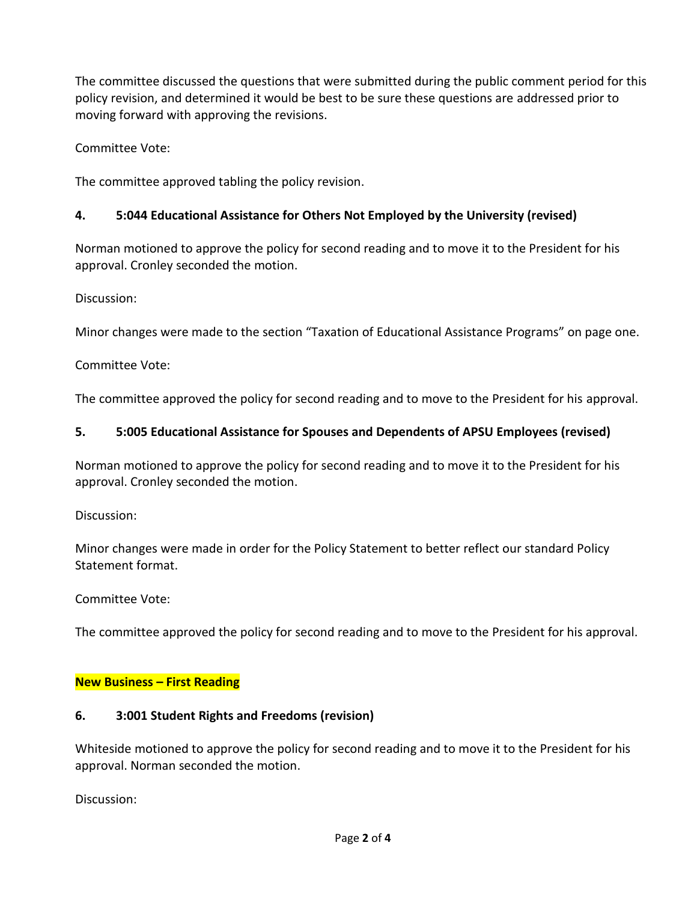The committee discussed the questions that were submitted during the public comment period for this policy revision, and determined it would be best to be sure these questions are addressed prior to moving forward with approving the revisions.

Committee Vote:

The committee approved tabling the policy revision.

**4. 5:044 Educational Assistance for Others Not Employed by the University (revised)**

Norman motioned to approve the policy for second reading and to move it to the President for his approval. Cronley seconded the motion.

Discussion:

Minor changes were made to the section "Taxation of Educational Assistance Programs" on page one.

Committee Vote:

The committee approved the policy for second reading and to move to the President for his approval.

**5. 5:005 Educational Assistance for Spouses and Dependents of APSU Employees (revised)**

Norman motioned to approve the policy for second reading and to move it to the President for his approval. Cronley seconded the motion.

Discussion:

Minor changes were made in order for the Policy Statement to better reflect our standard Policy Statement format.

Committee Vote:

The committee approved the policy for second reading and to move to the President for his approval.

**New Business – First Reading**

**6. 3:001 Student Rights and Freedoms (revision)**

Whiteside motioned to approve the policy for second reading and to move it to the President for his approval. Norman seconded the motion.

Discussion: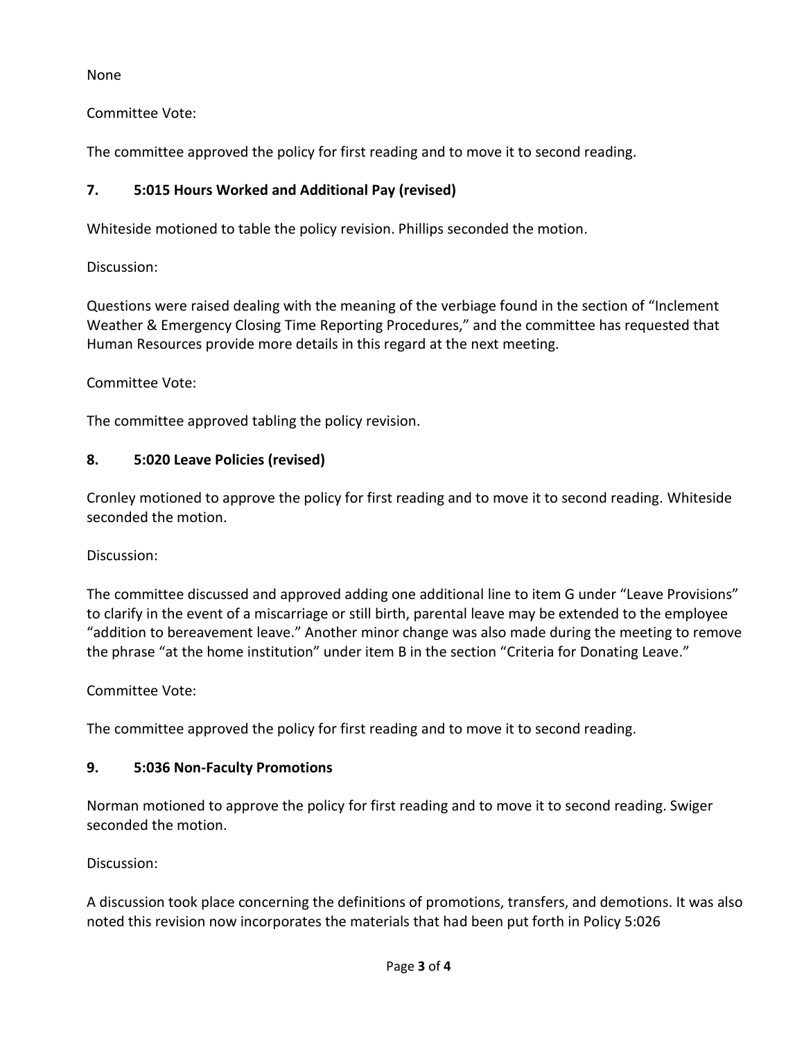None

Committee Vote:

The committee approved the policy for first reading and to move it to second reading.

### 7. 5:015 Hours Worked and Additional Pay (revised)

Whiteside motioned to table the policy revision. Phillips seconded the motion.

Discussion:

Questions were raised dealing with the meaning of the verbiage found in the section of "Inclement Weather & Emergency Closing Time Reporting Procedures," and the committee has requested that Human Resources provide more details in this regard at the next meeting.

Committee Vote:

The committee approved tabling the policy revision.

### 8. 5:020 Leave Policies (revised)

Cronley motioned to approve the policy for first reading and to move it to second reading. Whiteside seconded the motion.

Discussion:

The committee discussed and approved adding one additional line to item G under "Leave Provisions" to clarify in the event of a miscarriage or still birth, parental leave may be extended to the employee "addition to bereavement leave." Another minor change was also made during the meeting to remove the phrase "at the home institution" under item B in the section "Criteria for Donating Leave."

Committee Vote:

The committee approved the policy for first reading and to move it to second reading.

### 9. 5:036 Non-Faculty Promotions

Norman motioned to approve the policy for first reading and to move it to second reading. Swiger seconded the motion.

Discussion:

A discussion took place concerning the definitions of promotions, transfers, and demotions. It was also noted this revision now incorporates the materials that had been put forth in Policy 5:026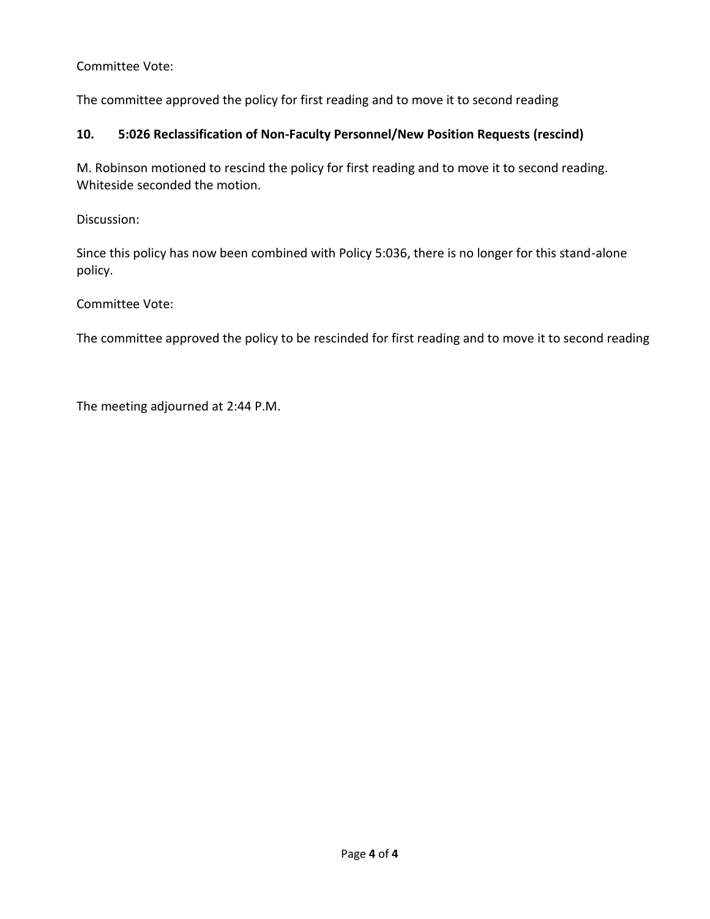Committee Vote:

The committee approved the policy for first reading and to move it to second reading

### 10. 5:026 Reclassification of Non-Faculty Personnel/New Position Requests (rescind)

M. Robinson motioned to rescind the policy for first reading and to move it to second reading. Whiteside seconded the motion.

Discussion:

Since this policy has now been combined with Policy 5:036, there is no longer for this stand-alone policy.

Committee Vote:

The committee approved the policy to be rescinded for first reading and to move it to second reading

The meeting adjourned at 2:44 P.M.